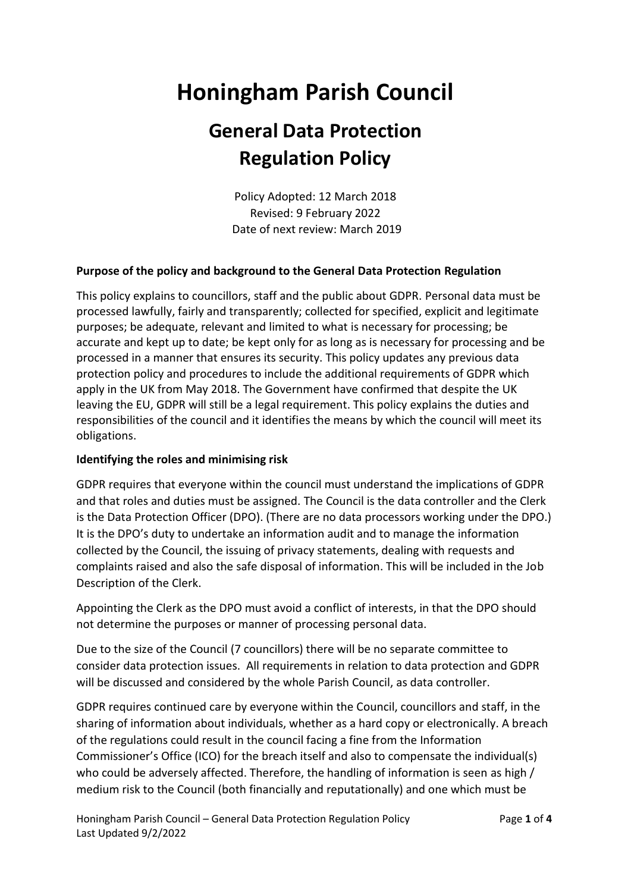# Honingham Parish Council

## General Data Protection Regulation Policy

Policy Adopted: 12 March 2018
Revised: 9 February 2022
Date of next review: March 2019

**Purpose of the policy and background to the General Data Protection Regulation**

This policy explains to councillors, staff and the public about GDPR. Personal data must be processed lawfully, fairly and transparently; collected for specified, explicit and legitimate purposes; be adequate, relevant and limited to what is necessary for processing; be accurate and kept up to date; be kept only for as long as is necessary for processing and be processed in a manner that ensures its security. This policy updates any previous data protection policy and procedures to include the additional requirements of GDPR which apply in the UK from May 2018. The Government have confirmed that despite the UK leaving the EU, GDPR will still be a legal requirement. This policy explains the duties and responsibilities of the council and it identifies the means by which the council will meet its obligations.

**Identifying the roles and minimising risk**

GDPR requires that everyone within the council must understand the implications of GDPR and that roles and duties must be assigned. The Council is the data controller and the Clerk is the Data Protection Officer (DPO). (There are no data processors working under the DPO.) It is the DPO's duty to undertake an information audit and to manage the information collected by the Council, the issuing of privacy statements, dealing with requests and complaints raised and also the safe disposal of information. This will be included in the Job Description of the Clerk.

Appointing the Clerk as the DPO must avoid a conflict of interests, in that the DPO should not determine the purposes or manner of processing personal data.

Due to the size of the Council (7 councillors) there will be no separate committee to consider data protection issues. All requirements in relation to data protection and GDPR will be discussed and considered by the whole Parish Council, as data controller.

GDPR requires continued care by everyone within the Council, councillors and staff, in the sharing of information about individuals, whether as a hard copy or electronically. A breach of the regulations could result in the council facing a fine from the Information Commissioner's Office (ICO) for the breach itself and also to compensate the individual(s) who could be adversely affected. Therefore, the handling of information is seen as high / medium risk to the Council (both financially and reputationally) and one which must be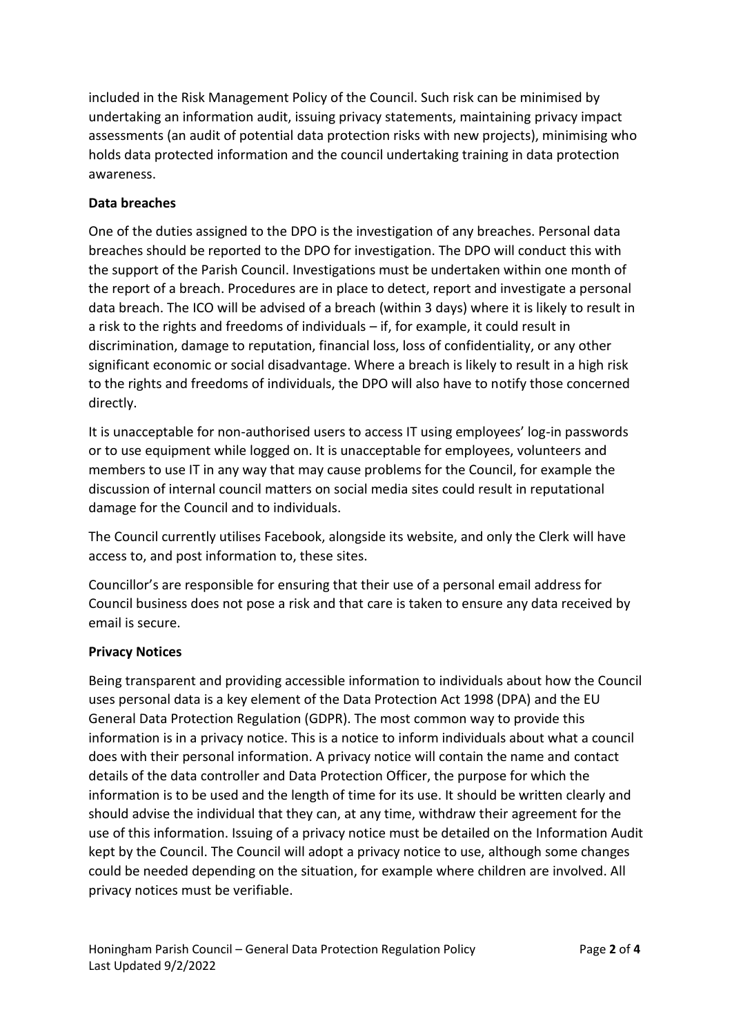included in the Risk Management Policy of the Council. Such risk can be minimised by undertaking an information audit, issuing privacy statements, maintaining privacy impact assessments (an audit of potential data protection risks with new projects), minimising who holds data protected information and the council undertaking training in data protection awareness.

**Data breaches**

One of the duties assigned to the DPO is the investigation of any breaches. Personal data breaches should be reported to the DPO for investigation. The DPO will conduct this with the support of the Parish Council. Investigations must be undertaken within one month of the report of a breach. Procedures are in place to detect, report and investigate a personal data breach. The ICO will be advised of a breach (within 3 days) where it is likely to result in a risk to the rights and freedoms of individuals – if, for example, it could result in discrimination, damage to reputation, financial loss, loss of confidentiality, or any other significant economic or social disadvantage. Where a breach is likely to result in a high risk to the rights and freedoms of individuals, the DPO will also have to notify those concerned directly.

It is unacceptable for non-authorised users to access IT using employees' log-in passwords or to use equipment while logged on. It is unacceptable for employees, volunteers and members to use IT in any way that may cause problems for the Council, for example the discussion of internal council matters on social media sites could result in reputational damage for the Council and to individuals.

The Council currently utilises Facebook, alongside its website, and only the Clerk will have access to, and post information to, these sites.

Councillor's are responsible for ensuring that their use of a personal email address for Council business does not pose a risk and that care is taken to ensure any data received by email is secure.

**Privacy Notices**

Being transparent and providing accessible information to individuals about how the Council uses personal data is a key element of the Data Protection Act 1998 (DPA) and the EU General Data Protection Regulation (GDPR). The most common way to provide this information is in a privacy notice. This is a notice to inform individuals about what a council does with their personal information. A privacy notice will contain the name and contact details of the data controller and Data Protection Officer, the purpose for which the information is to be used and the length of time for its use. It should be written clearly and should advise the individual that they can, at any time, withdraw their agreement for the use of this information. Issuing of a privacy notice must be detailed on the Information Audit kept by the Council. The Council will adopt a privacy notice to use, although some changes could be needed depending on the situation, for example where children are involved. All privacy notices must be verifiable.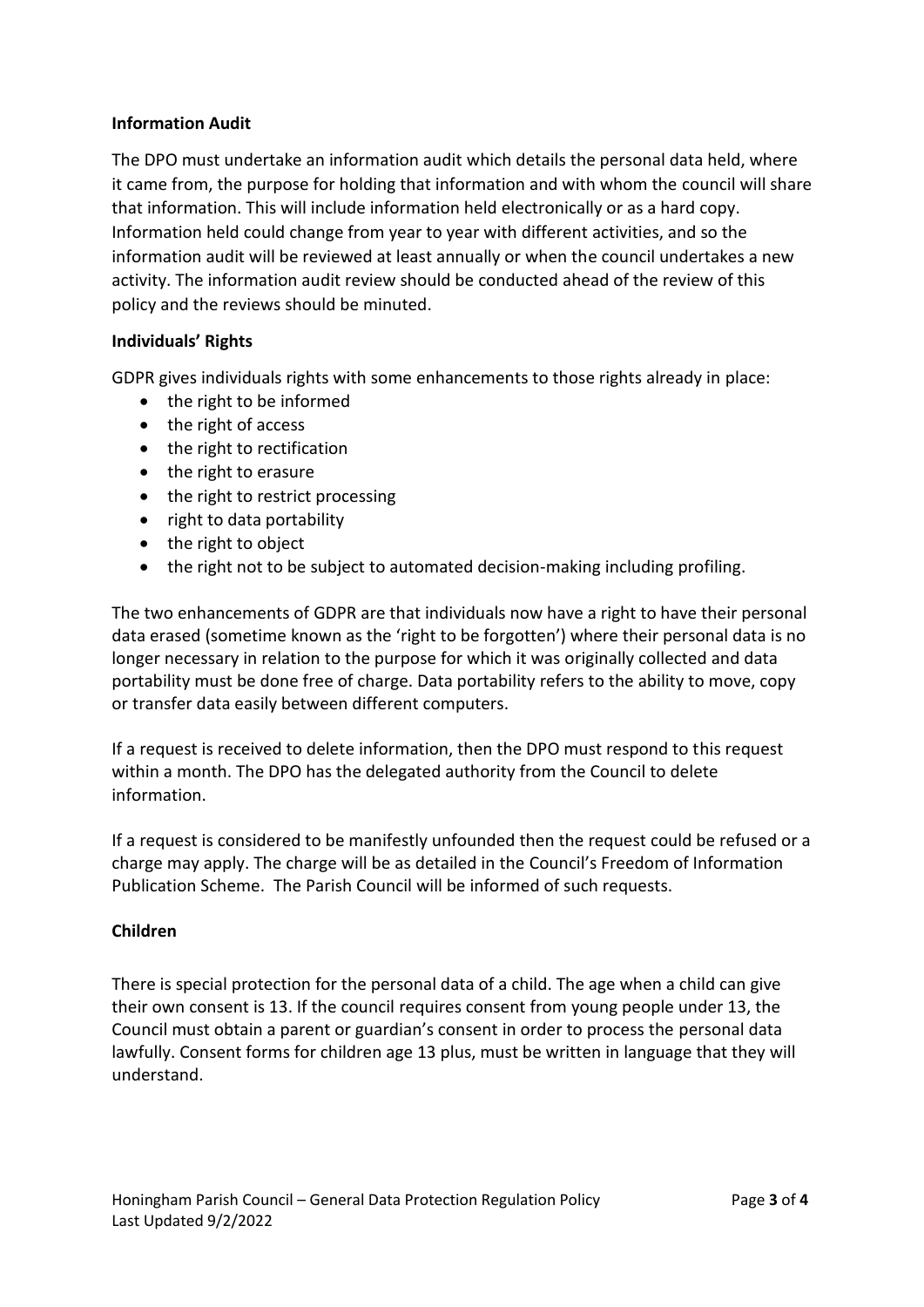**Information Audit**

The DPO must undertake an information audit which details the personal data held, where it came from, the purpose for holding that information and with whom the council will share that information. This will include information held electronically or as a hard copy. Information held could change from year to year with different activities, and so the information audit will be reviewed at least annually or when the council undertakes a new activity. The information audit review should be conducted ahead of the review of this policy and the reviews should be minuted.

**Individuals' Rights**

GDPR gives individuals rights with some enhancements to those rights already in place:

- the right to be informed
- the right of access
- the right to rectification
- the right to erasure
- the right to restrict processing
- right to data portability
- the right to object
- the right not to be subject to automated decision-making including profiling.

The two enhancements of GDPR are that individuals now have a right to have their personal data erased (sometime known as the 'right to be forgotten') where their personal data is no longer necessary in relation to the purpose for which it was originally collected and data portability must be done free of charge. Data portability refers to the ability to move, copy or transfer data easily between different computers.

If a request is received to delete information, then the DPO must respond to this request within a month. The DPO has the delegated authority from the Council to delete information.

If a request is considered to be manifestly unfounded then the request could be refused or a charge may apply. The charge will be as detailed in the Council's Freedom of Information Publication Scheme. The Parish Council will be informed of such requests.

**Children**

There is special protection for the personal data of a child. The age when a child can give their own consent is 13. If the council requires consent from young people under 13, the Council must obtain a parent or guardian's consent in order to process the personal data lawfully. Consent forms for children age 13 plus, must be written in language that they will understand.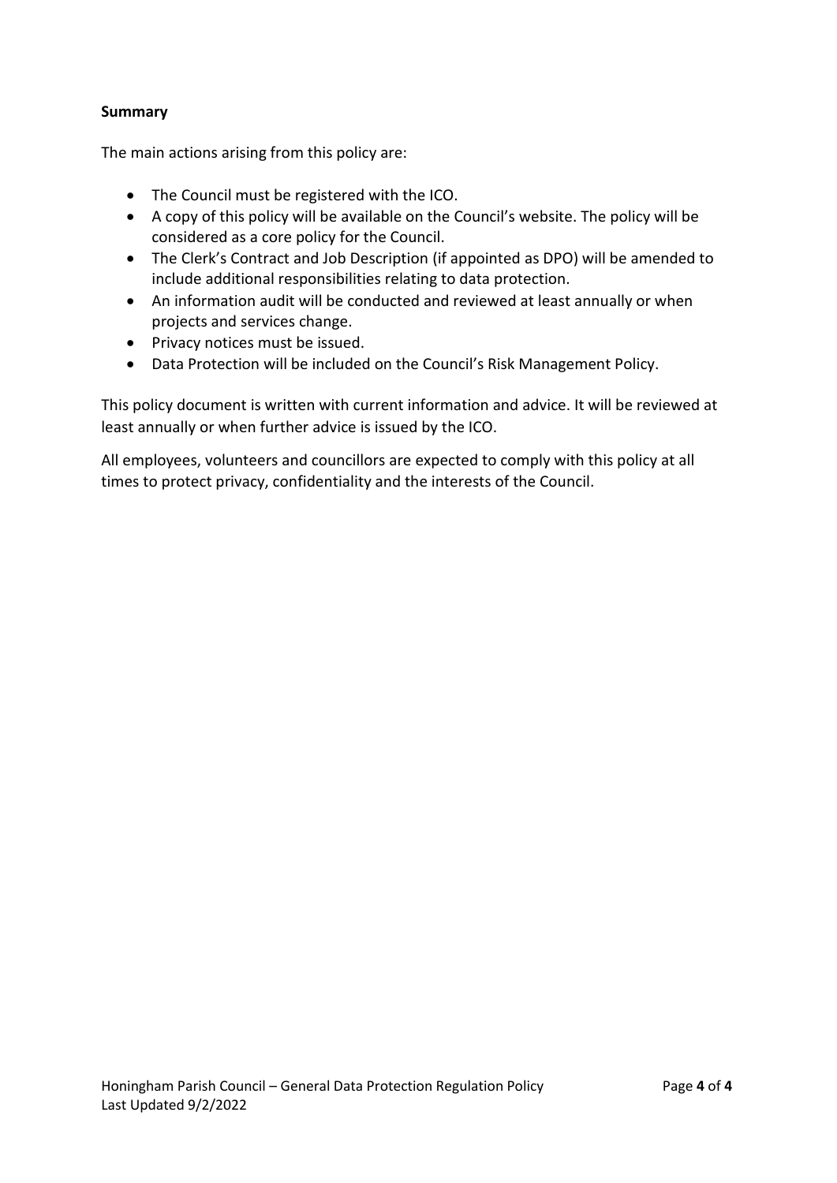**Summary**

The main actions arising from this policy are:

- The Council must be registered with the ICO.
- A copy of this policy will be available on the Council's website. The policy will be considered as a core policy for the Council.
- The Clerk's Contract and Job Description (if appointed as DPO) will be amended to include additional responsibilities relating to data protection.
- An information audit will be conducted and reviewed at least annually or when projects and services change.
- Privacy notices must be issued.
- Data Protection will be included on the Council's Risk Management Policy.

This policy document is written with current information and advice. It will be reviewed at least annually or when further advice is issued by the ICO.

All employees, volunteers and councillors are expected to comply with this policy at all times to protect privacy, confidentiality and the interests of the Council.